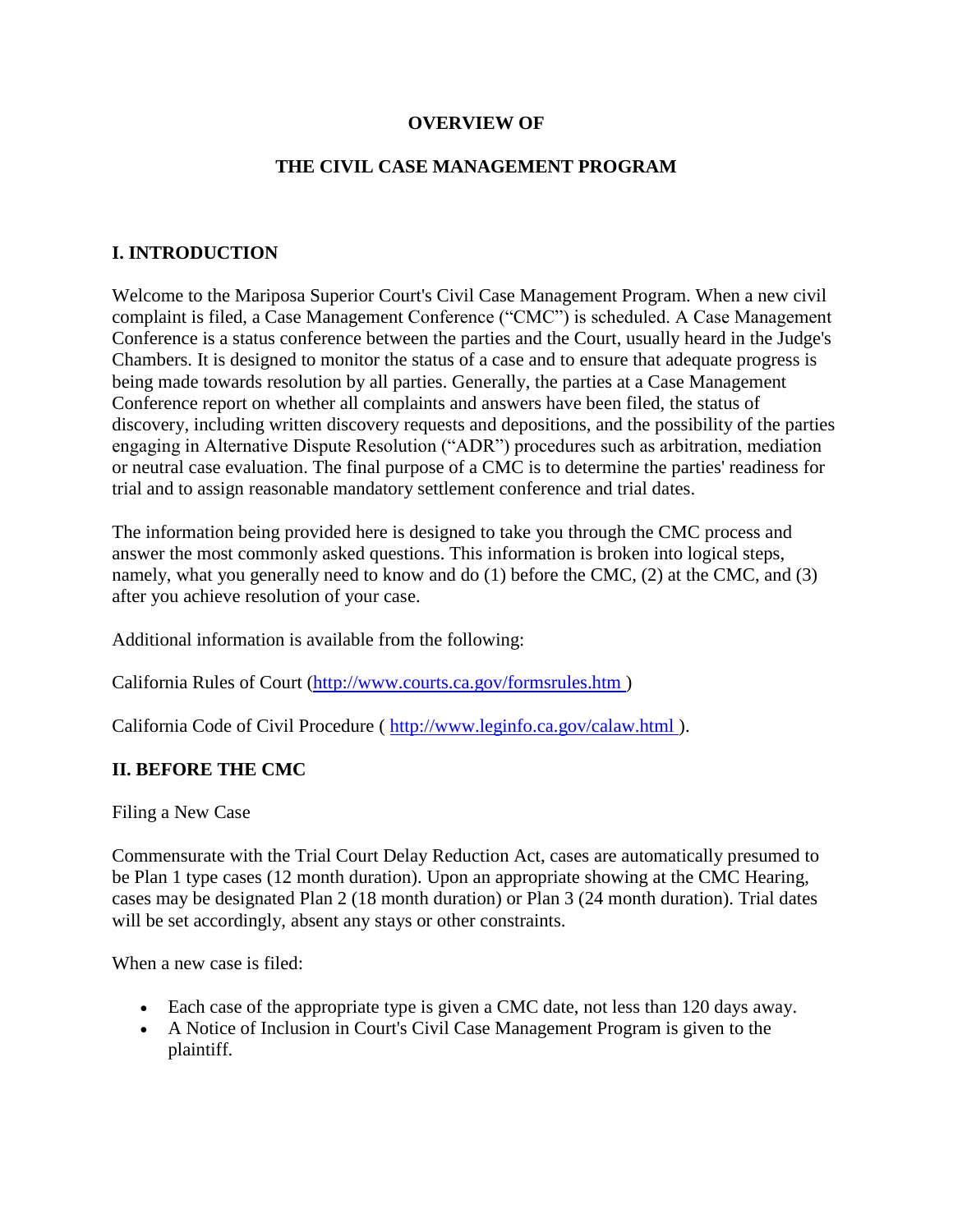# OVERVIEW OF

# THE CIVIL CASE MANAGEMENT PROGRAM

## I. INTRODUCTION

Welcome to the Mariposa Superior Court's Civil Case Management Program. When a new civil complaint is filed, a Case Management Conference ("CMC") is scheduled. A Case Management Conference is a status conference between the parties and the Court, usually heard in the Judge's Chambers. It is designed to monitor the status of a case and to ensure that adequate progress is being made towards resolution by all parties. Generally, the parties at a Case Management Conference report on whether all complaints and answers have been filed, the status of discovery, including written discovery requests and depositions, and the possibility of the parties engaging in Alternative Dispute Resolution ("ADR") procedures such as arbitration, mediation or neutral case evaluation. The final purpose of a CMC is to determine the parties' readiness for trial and to assign reasonable mandatory settlement conference and trial dates.

The information being provided here is designed to take you through the CMC process and answer the most commonly asked questions. This information is broken into logical steps, namely, what you generally need to know and do (1) before the CMC, (2) at the CMC, and (3) after you achieve resolution of your case.

Additional information is available from the following:

California Rules of Court (http://www.courts.ca.gov/formsrules.htm )

California Code of Civil Procedure ( http://www.leginfo.ca.gov/calaw.html ).

## II. BEFORE THE CMC

Filing a New Case

Commensurate with the Trial Court Delay Reduction Act, cases are automatically presumed to be Plan 1 type cases (12 month duration). Upon an appropriate showing at the CMC Hearing, cases may be designated Plan 2 (18 month duration) or Plan 3 (24 month duration). Trial dates will be set accordingly, absent any stays or other constraints.

When a new case is filed:

- Each case of the appropriate type is given a CMC date, not less than 120 days away.
- A Notice of Inclusion in Court's Civil Case Management Program is given to the plaintiff.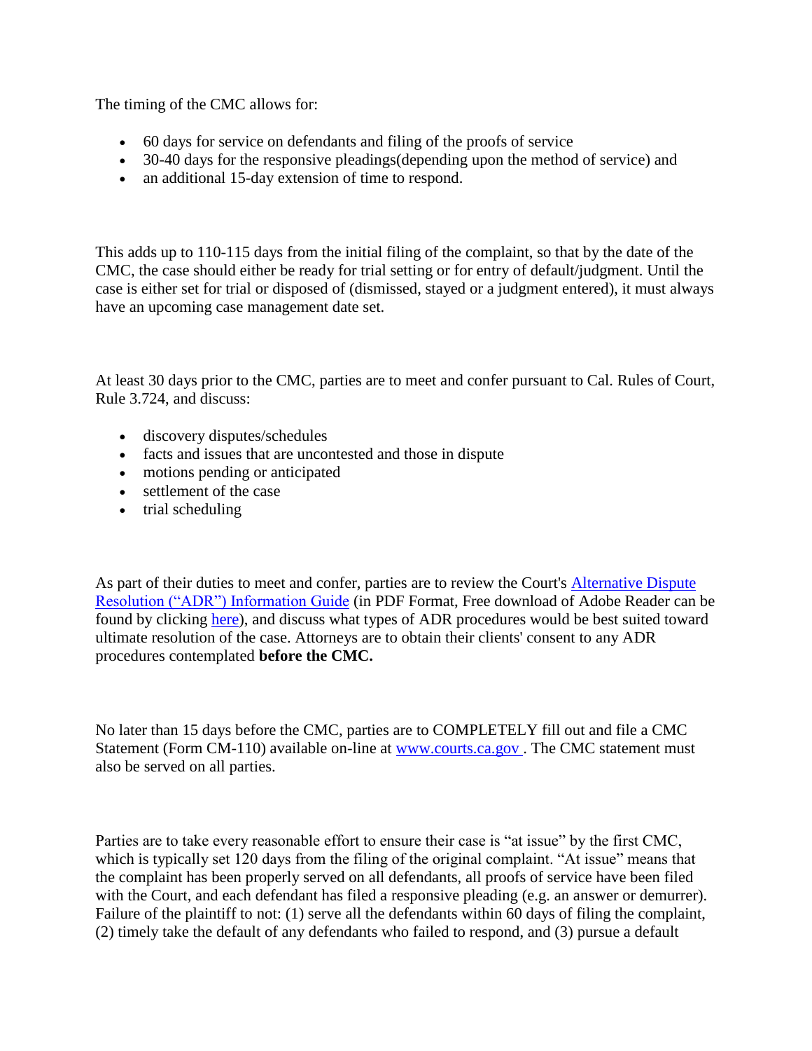The timing of the CMC allows for:

- 60 days for service on defendants and filing of the proofs of service
- 30-40 days for the responsive pleadings(depending upon the method of service) and
- an additional 15-day extension of time to respond.

This adds up to 110-115 days from the initial filing of the complaint, so that by the date of the CMC, the case should either be ready for trial setting or for entry of default/judgment. Until the case is either set for trial or disposed of (dismissed, stayed or a judgment entered), it must always have an upcoming case management date set.

At least 30 days prior to the CMC, parties are to meet and confer pursuant to Cal. Rules of Court, Rule 3.724, and discuss:

- discovery disputes/schedules
- facts and issues that are uncontested and those in dispute
- motions pending or anticipated
- settlement of the case
- trial scheduling

As part of their duties to meet and confer, parties are to review the Court's Alternative Dispute Resolution ("ADR") Information Guide (in PDF Format, Free download of Adobe Reader can be found by clicking here), and discuss what types of ADR procedures would be best suited toward ultimate resolution of the case. Attorneys are to obtain their clients' consent to any ADR procedures contemplated **before the CMC.**

No later than 15 days before the CMC, parties are to COMPLETELY fill out and file a CMC Statement (Form CM-110) available on-line at www.courts.ca.gov . The CMC statement must also be served on all parties.

Parties are to take every reasonable effort to ensure their case is "at issue" by the first CMC, which is typically set 120 days from the filing of the original complaint. "At issue" means that the complaint has been properly served on all defendants, all proofs of service have been filed with the Court, and each defendant has filed a responsive pleading (e.g. an answer or demurrer). Failure of the plaintiff to not: (1) serve all the defendants within 60 days of filing the complaint, (2) timely take the default of any defendants who failed to respond, and (3) pursue a default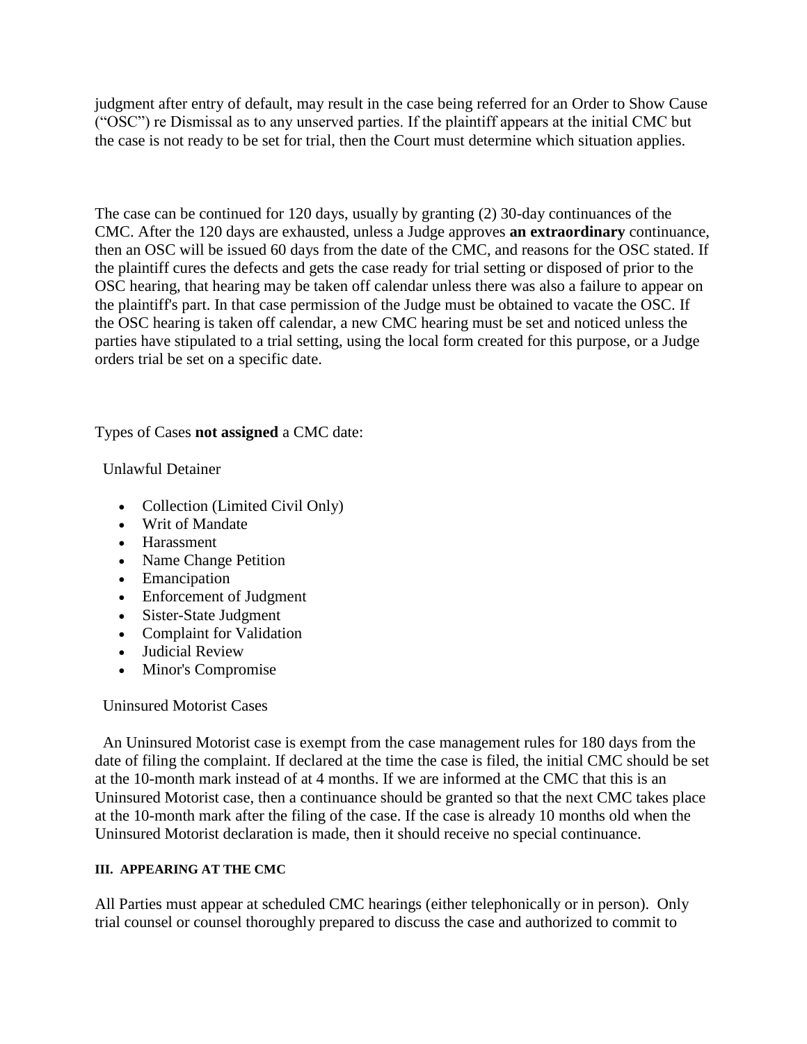judgment after entry of default, may result in the case being referred for an Order to Show Cause ("OSC") re Dismissal as to any unserved parties. If the plaintiff appears at the initial CMC but the case is not ready to be set for trial, then the Court must determine which situation applies.

The case can be continued for 120 days, usually by granting (2) 30-day continuances of the CMC. After the 120 days are exhausted, unless a Judge approves **an extraordinary** continuance, then an OSC will be issued 60 days from the date of the CMC, and reasons for the OSC stated. If the plaintiff cures the defects and gets the case ready for trial setting or disposed of prior to the OSC hearing, that hearing may be taken off calendar unless there was also a failure to appear on the plaintiff's part. In that case permission of the Judge must be obtained to vacate the OSC. If the OSC hearing is taken off calendar, a new CMC hearing must be set and noticed unless the parties have stipulated to a trial setting, using the local form created for this purpose, or a Judge orders trial be set on a specific date.

Types of Cases **not assigned** a CMC date:

Unlawful Detainer

- Collection (Limited Civil Only)
- Writ of Mandate
- Harassment
- Name Change Petition
- Emancipation
- Enforcement of Judgment
- Sister-State Judgment
- Complaint for Validation
- Judicial Review
- Minor's Compromise

Uninsured Motorist Cases

An Uninsured Motorist case is exempt from the case management rules for 180 days from the date of filing the complaint. If declared at the time the case is filed, the initial CMC should be set at the 10-month mark instead of at 4 months. If we are informed at the CMC that this is an Uninsured Motorist case, then a continuance should be granted so that the next CMC takes place at the 10-month mark after the filing of the case. If the case is already 10 months old when the Uninsured Motorist declaration is made, then it should receive no special continuance.

#### III. APPEARING AT THE CMC

All Parties must appear at scheduled CMC hearings (either telephonically or in person). Only trial counsel or counsel thoroughly prepared to discuss the case and authorized to commit to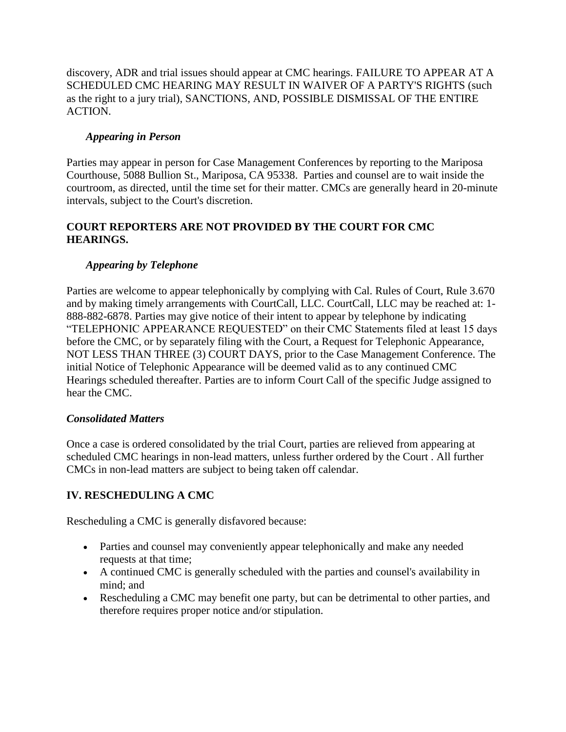discovery, ADR and trial issues should appear at CMC hearings. FAILURE TO APPEAR AT A SCHEDULED CMC HEARING MAY RESULT IN WAIVER OF A PARTY'S RIGHTS (such as the right to a jury trial), SANCTIONS, AND, POSSIBLE DISMISSAL OF THE ENTIRE ACTION.

***Appearing in Person***

Parties may appear in person for Case Management Conferences by reporting to the Mariposa Courthouse, 5088 Bullion St., Mariposa, CA 95338. Parties and counsel are to wait inside the courtroom, as directed, until the time set for their matter. CMCs are generally heard in 20-minute intervals, subject to the Court's discretion.

**COURT REPORTERS ARE NOT PROVIDED BY THE COURT FOR CMC HEARINGS.**

***Appearing by Telephone***

Parties are welcome to appear telephonically by complying with Cal. Rules of Court, Rule 3.670 and by making timely arrangements with CourtCall, LLC. CourtCall, LLC may be reached at: 1-888-882-6878. Parties may give notice of their intent to appear by telephone by indicating "TELEPHONIC APPEARANCE REQUESTED" on their CMC Statements filed at least 15 days before the CMC, or by separately filing with the Court, a Request for Telephonic Appearance, NOT LESS THAN THREE (3) COURT DAYS, prior to the Case Management Conference. The initial Notice of Telephonic Appearance will be deemed valid as to any continued CMC Hearings scheduled thereafter. Parties are to inform Court Call of the specific Judge assigned to hear the CMC.

***Consolidated Matters***

Once a case is ordered consolidated by the trial Court, parties are relieved from appearing at scheduled CMC hearings in non-lead matters, unless further ordered by the Court . All further CMCs in non-lead matters are subject to being taken off calendar.

## IV. RESCHEDULING A CMC

Rescheduling a CMC is generally disfavored because:

- Parties and counsel may conveniently appear telephonically and make any needed requests at that time;
- A continued CMC is generally scheduled with the parties and counsel's availability in mind; and
- Rescheduling a CMC may benefit one party, but can be detrimental to other parties, and therefore requires proper notice and/or stipulation.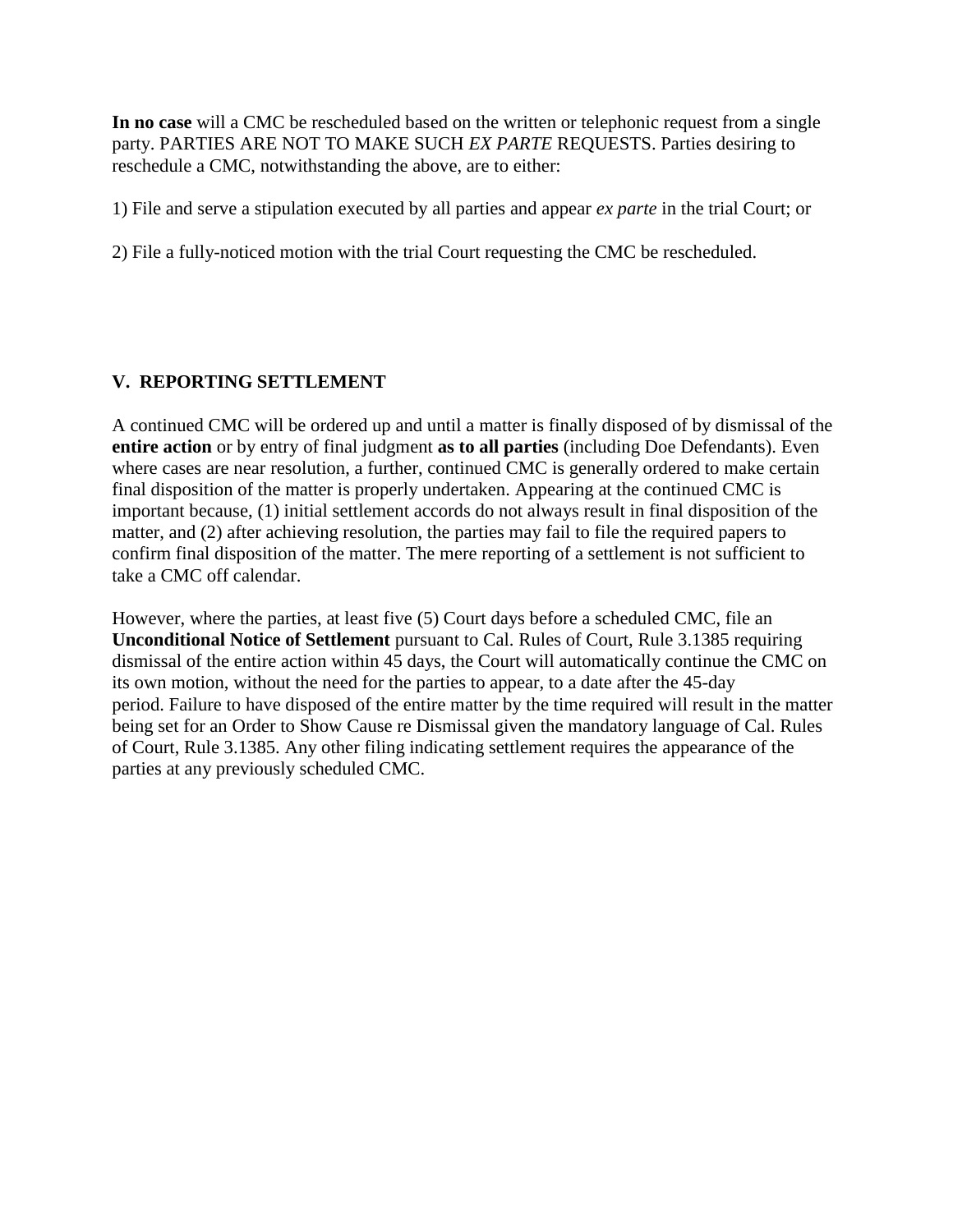**In no case** will a CMC be rescheduled based on the written or telephonic request from a single party. PARTIES ARE NOT TO MAKE SUCH *EX PARTE* REQUESTS. Parties desiring to reschedule a CMC, notwithstanding the above, are to either:

1) File and serve a stipulation executed by all parties and appear *ex parte* in the trial Court; or

2) File a fully-noticed motion with the trial Court requesting the CMC be rescheduled.

## V. REPORTING SETTLEMENT

A continued CMC will be ordered up and until a matter is finally disposed of by dismissal of the **entire action** or by entry of final judgment **as to all parties** (including Doe Defendants). Even where cases are near resolution, a further, continued CMC is generally ordered to make certain final disposition of the matter is properly undertaken. Appearing at the continued CMC is important because, (1) initial settlement accords do not always result in final disposition of the matter, and (2) after achieving resolution, the parties may fail to file the required papers to confirm final disposition of the matter. The mere reporting of a settlement is not sufficient to take a CMC off calendar.

However, where the parties, at least five (5) Court days before a scheduled CMC, file an **Unconditional Notice of Settlement** pursuant to Cal. Rules of Court, Rule 3.1385 requiring dismissal of the entire action within 45 days, the Court will automatically continue the CMC on its own motion, without the need for the parties to appear, to a date after the 45-day period. Failure to have disposed of the entire matter by the time required will result in the matter being set for an Order to Show Cause re Dismissal given the mandatory language of Cal. Rules of Court, Rule 3.1385. Any other filing indicating settlement requires the appearance of the parties at any previously scheduled CMC.